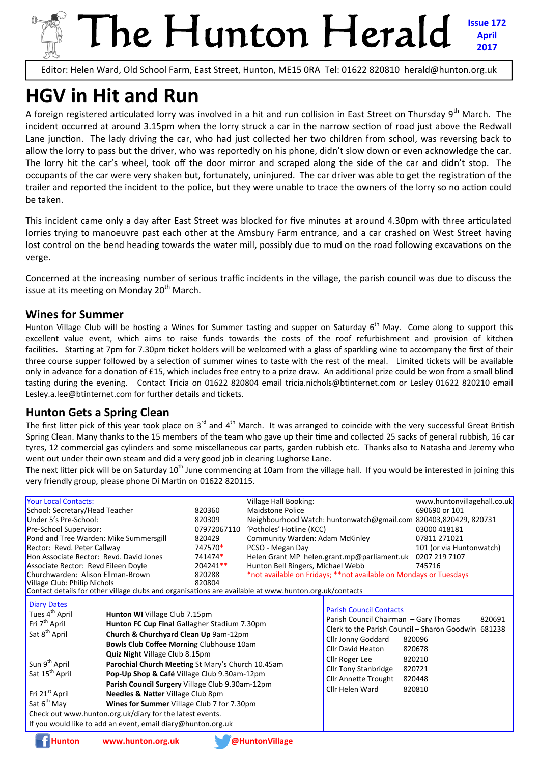# The Hunton Herald

**Issue 172 April 2017**

Editor: Helen Ward, Old School Farm, East Street, Hunton, ME15 0RA Tel: 01622 820810 herald@hunton.org.uk

## HGV in Hit and Run

A foreign registered articulated lorry was involved in a hit and run collision in East Street on Thursday 9th March. The incident occurred at around 3.15pm when the lorry struck a car in the narrow section of road just above the Redwall Lane junction. The lady driving the car, who had just collected her two children from school, was reversing back to allow the lorry to pass but the driver, who was reportedly on his phone, didn't slow down or even acknowledge the car. The lorry hit the car's wheel, took off the door mirror and scraped along the side of the car and didn't stop. The occupants of the car were very shaken but, fortunately, uninjured. The car driver was able to get the registration of the trailer and reported the incident to the police, but they were unable to trace the owners of the lorry so no action could be taken.

This incident came only a day after East Street was blocked for five minutes at around 4.30pm with three articulated lorries trying to manoeuvre past each other at the Amsbury Farm entrance, and a car crashed on West Street having lost control on the bend heading towards the water mill, possibly due to mud on the road following excavations on the verge.

Concerned at the increasing number of serious traffic incidents in the village, the parish council was due to discuss the issue at its meeting on Monday 20th March.

### Wines for Summer

Hunton Village Club will be hosting a Wines for Summer tasting and supper on Saturday 6th May. Come along to support this excellent value event, which aims to raise funds towards the costs of the roof refurbishment and provision of kitchen facilities. Starting at 7pm for 7.30pm ticket holders will be welcomed with a glass of sparkling wine to accompany the first of their three course supper followed by a selection of summer wines to taste with the rest of the meal. Limited tickets will be available only in advance for a donation of £15, which includes free entry to a prize draw. An additional prize could be won from a small blind tasting during the evening. Contact Tricia on 01622 820804 email tricia.nichols@btinternet.com or Lesley 01622 820210 email Lesley.a.lee@btinternet.com for further details and tickets.

### Hunton Gets a Spring Clean

The first litter pick of this year took place on 3rd and 4th March. It was arranged to coincide with the very successful Great British Spring Clean. Many thanks to the 15 members of the team who gave up their time and collected 25 sacks of general rubbish, 16 car tyres, 12 commercial gas cylinders and some miscellaneous car parts, garden rubbish etc. Thanks also to Natasha and Jeremy who went out under their own steam and did a very good job in clearing Lughorse Lane.

The next litter pick will be on Saturday 10th June commencing at 10am from the village hall. If you would be interested in joining this very friendly group, please phone Di Martin on 01622 820115.

**Your Local Contacts:**

| Contact | Number | Contact | Number |
|---|---|---|---|
| School: Secretary/Head Teacher | 820360 | Village Hall Booking: | www.huntonvillagehall.co.uk |
| Under 5's Pre-School: | 820309 | Maidstone Police | 690690 or 101 |
| Pre-School Supervisor: | 07972067110 | Neighbourhood Watch: huntonwatch@gmail.com | 820403,820429, 820731 |
| Pond and Tree Warden: Mike Summersgill | 820429 | 'Potholes' Hotline (KCC) | 03000 418181 |
| Rector: Revd. Peter Callway | 747570* | Community Warden: Adam McKinley | 07811 271021 |
| Hon Associate Rector: Revd. David Jones | 741474* | PCSO - Megan Day | 101 (or via Huntonwatch) |
| Associate Rector: Revd Eileen Doyle | 204241** | Helen Grant MP helen.grant.mp@parliament.uk | 0207 219 7107 |
| Churchwarden: Alison Ellman-Brown | 820288 | Hunton Bell Ringers, Michael Webb | 745716 |
| Village Club: Philip Nichols | 820804 | | |

*not available on Fridays; **not available on Mondays or Tuesdays

Contact details for other village clubs and organisations are available at www.hunton.org.uk/contacts

**Diary Dates**

| Date | Event |
|---|---|
| Tues 4th April | **Hunton WI** Village Club 7.15pm |
| Fri 7th April | **Hunton FC Cup Final** Gallagher Stadium 7.30pm |
| Sat 8th April | **Church & Churchyard Clean Up** 9am-12pm |
| | **Bowls Club Coffee Morning** Clubhouse 10am |
| | **Quiz Night** Village Club 8.15pm |
| Sun 9th April | **Parochial Church Meeting** St Mary's Church 10.45am |
| Sat 15th April | **Pop-Up Shop & Café** Village Club 9.30am-12pm |
| | **Parish Council Surgery** Village Club 9.30am-12pm |
| Fri 21st April | **Needles & Natter** Village Club 8pm |
| Sat 6th May | **Wines for Summer** Village Club 7 for 7.30pm |

Check out www.hunton.org.uk/diary for the latest events.
If you would like to add an event, email diary@hunton.org.uk

**Parish Council Contacts**

| Name | Number |
|---|---|
| Parish Council Chairman – Gary Thomas | 820691 |
| Clerk to the Parish Council – Sharon Goodwin | 681238 |
| Cllr Jonny Goddard | 820096 |
| Cllr David Heaton | 820678 |
| Cllr Roger Lee | 820210 |
| Cllr Tony Stanbridge | 820721 |
| Cllr Annette Trought | 820448 |
| Cllr Helen Ward | 820810 |

Hunton www.hunton.org.uk @HuntonVillage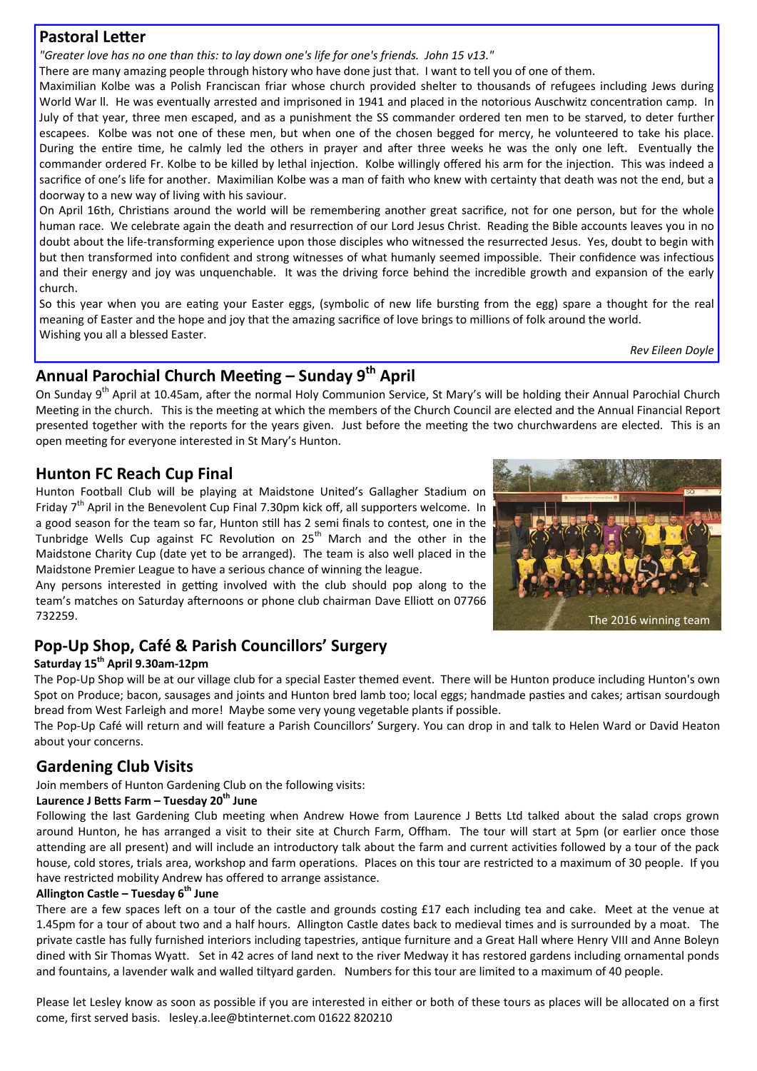## Pastoral Letter

*"Greater love has no one than this: to lay down one's life for one's friends. John 15 v13."*

There are many amazing people through history who have done just that. I want to tell you of one of them.

Maximilian Kolbe was a Polish Franciscan friar whose church provided shelter to thousands of refugees including Jews during World War ll. He was eventually arrested and imprisoned in 1941 and placed in the notorious Auschwitz concentration camp. In July of that year, three men escaped, and as a punishment the SS commander ordered ten men to be starved, to deter further escapees. Kolbe was not one of these men, but when one of the chosen begged for mercy, he volunteered to take his place. During the entire time, he calmly led the others in prayer and after three weeks he was the only one left. Eventually the commander ordered Fr. Kolbe to be killed by lethal injection. Kolbe willingly offered his arm for the injection. This was indeed a sacrifice of one's life for another. Maximilian Kolbe was a man of faith who knew with certainty that death was not the end, but a doorway to a new way of living with his saviour.

On April 16th, Christians around the world will be remembering another great sacrifice, not for one person, but for the whole human race. We celebrate again the death and resurrection of our Lord Jesus Christ. Reading the Bible accounts leaves you in no doubt about the life-transforming experience upon those disciples who witnessed the resurrected Jesus. Yes, doubt to begin with but then transformed into confident and strong witnesses of what humanly seemed impossible. Their confidence was infectious and their energy and joy was unquenchable. It was the driving force behind the incredible growth and expansion of the early church.

So this year when you are eating your Easter eggs, (symbolic of new life bursting from the egg) spare a thought for the real meaning of Easter and the hope and joy that the amazing sacrifice of love brings to millions of folk around the world.

Wishing you all a blessed Easter.

*Rev Eileen Doyle*

## Annual Parochial Church Meeting – Sunday 9th April

On Sunday 9th April at 10.45am, after the normal Holy Communion Service, St Mary's will be holding their Annual Parochial Church Meeting in the church. This is the meeting at which the members of the Church Council are elected and the Annual Financial Report presented together with the reports for the years given. Just before the meeting the two churchwardens are elected. This is an open meeting for everyone interested in St Mary's Hunton.

## Hunton FC Reach Cup Final

Hunton Football Club will be playing at Maidstone United's Gallagher Stadium on Friday 7th April in the Benevolent Cup Final 7.30pm kick off, all supporters welcome. In a good season for the team so far, Hunton still has 2 semi finals to contest, one in the Tunbridge Wells Cup against FC Revolution on 25th March and the other in the Maidstone Charity Cup (date yet to be arranged). The team is also well placed in the Maidstone Premier League to have a serious chance of winning the league.

Any persons interested in getting involved with the club should pop along to the team's matches on Saturday afternoons or phone club chairman Dave Elliott on 07766 732259.

The 2016 winning team

## Pop-Up Shop, Café & Parish Councillors' Surgery

**Saturday 15th April 9.30am-12pm**

The Pop-Up Shop will be at our village club for a special Easter themed event. There will be Hunton produce including Hunton's own Spot on Produce; bacon, sausages and joints and Hunton bred lamb too; local eggs; handmade pasties and cakes; artisan sourdough bread from West Farleigh and more! Maybe some very young vegetable plants if possible.

The Pop-Up Café will return and will feature a Parish Councillors' Surgery. You can drop in and talk to Helen Ward or David Heaton about your concerns.

## Gardening Club Visits

Join members of Hunton Gardening Club on the following visits:

**Laurence J Betts Farm – Tuesday 20th June**

Following the last Gardening Club meeting when Andrew Howe from Laurence J Betts Ltd talked about the salad crops grown around Hunton, he has arranged a visit to their site at Church Farm, Offham. The tour will start at 5pm (or earlier once those attending are all present) and will include an introductory talk about the farm and current activities followed by a tour of the pack house, cold stores, trials area, workshop and farm operations. Places on this tour are restricted to a maximum of 30 people. If you have restricted mobility Andrew has offered to arrange assistance.

**Allington Castle – Tuesday 6th June**

There are a few spaces left on a tour of the castle and grounds costing £17 each including tea and cake. Meet at the venue at 1.45pm for a tour of about two and a half hours. Allington Castle dates back to medieval times and is surrounded by a moat. The private castle has fully furnished interiors including tapestries, antique furniture and a Great Hall where Henry VIII and Anne Boleyn dined with Sir Thomas Wyatt. Set in 42 acres of land next to the river Medway it has restored gardens including ornamental ponds and fountains, a lavender walk and walled tiltyard garden. Numbers for this tour are limited to a maximum of 40 people.

Please let Lesley know as soon as possible if you are interested in either or both of these tours as places will be allocated on a first come, first served basis. lesley.a.lee@btinternet.com 01622 820210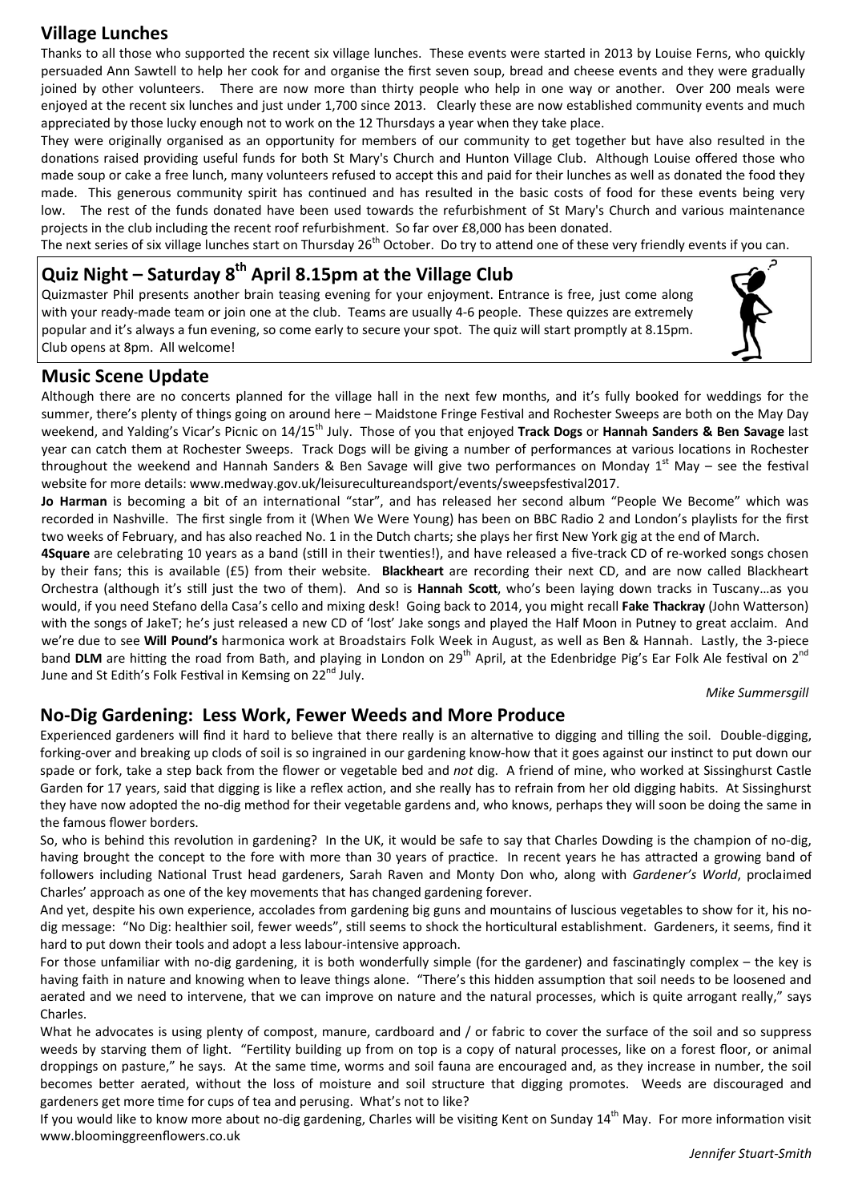## Village Lunches

Thanks to all those who supported the recent six village lunches. These events were started in 2013 by Louise Ferns, who quickly persuaded Ann Sawtell to help her cook for and organise the first seven soup, bread and cheese events and they were gradually joined by other volunteers. There are now more than thirty people who help in one way or another. Over 200 meals were enjoyed at the recent six lunches and just under 1,700 since 2013. Clearly these are now established community events and much appreciated by those lucky enough not to work on the 12 Thursdays a year when they take place.

They were originally organised as an opportunity for members of our community to get together but have also resulted in the donations raised providing useful funds for both St Mary's Church and Hunton Village Club. Although Louise offered those who made soup or cake a free lunch, many volunteers refused to accept this and paid for their lunches as well as donated the food they made. This generous community spirit has continued and has resulted in the basic costs of food for these events being very low. The rest of the funds donated have been used towards the refurbishment of St Mary's Church and various maintenance projects in the club including the recent roof refurbishment. So far over £8,000 has been donated.

The next series of six village lunches start on Thursday 26th October. Do try to attend one of these very friendly events if you can.

## Quiz Night – Saturday 8th April 8.15pm at the Village Club

Quizmaster Phil presents another brain teasing evening for your enjoyment. Entrance is free, just come along with your ready-made team or join one at the club. Teams are usually 4-6 people. These quizzes are extremely popular and it's always a fun evening, so come early to secure your spot. The quiz will start promptly at 8.15pm. Club opens at 8pm. All welcome!

## Music Scene Update

Although there are no concerts planned for the village hall in the next few months, and it's fully booked for weddings for the summer, there's plenty of things going on around here – Maidstone Fringe Festival and Rochester Sweeps are both on the May Day weekend, and Yalding's Vicar's Picnic on 14/15th July. Those of you that enjoyed **Track Dogs** or **Hannah Sanders & Ben Savage** last year can catch them at Rochester Sweeps. Track Dogs will be giving a number of performances at various locations in Rochester throughout the weekend and Hannah Sanders & Ben Savage will give two performances on Monday 1st May – see the festival website for more details: www.medway.gov.uk/leisurecultureandsport/events/sweepsfestival2017.

**Jo Harman** is becoming a bit of an international "star", and has released her second album "People We Become" which was recorded in Nashville. The first single from it (When We Were Young) has been on BBC Radio 2 and London's playlists for the first two weeks of February, and has also reached No. 1 in the Dutch charts; she plays her first New York gig at the end of March.

**4Square** are celebrating 10 years as a band (still in their twenties!), and have released a five-track CD of re-worked songs chosen by their fans; this is available (£5) from their website. **Blackheart** are recording their next CD, and are now called Blackheart Orchestra (although it's still just the two of them). And so is **Hannah Scott**, who's been laying down tracks in Tuscany…as you would, if you need Stefano della Casa's cello and mixing desk! Going back to 2014, you might recall **Fake Thackray** (John Watterson) with the songs of JakeT; he's just released a new CD of 'lost' Jake songs and played the Half Moon in Putney to great acclaim. And we're due to see **Will Pound's** harmonica work at Broadstairs Folk Week in August, as well as Ben & Hannah. Lastly, the 3-piece band **DLM** are hitting the road from Bath, and playing in London on 29th April, at the Edenbridge Pig's Ear Folk Ale festival on 2nd June and St Edith's Folk Festival in Kemsing on 22nd July.

*Mike Summersgill*

## No-Dig Gardening: Less Work, Fewer Weeds and More Produce

Experienced gardeners will find it hard to believe that there really is an alternative to digging and tilling the soil. Double-digging, forking-over and breaking up clods of soil is so ingrained in our gardening know-how that it goes against our instinct to put down our spade or fork, take a step back from the flower or vegetable bed and *not* dig. A friend of mine, who worked at Sissinghurst Castle Garden for 17 years, said that digging is like a reflex action, and she really has to refrain from her old digging habits. At Sissinghurst they have now adopted the no-dig method for their vegetable gardens and, who knows, perhaps they will soon be doing the same in the famous flower borders.

So, who is behind this revolution in gardening? In the UK, it would be safe to say that Charles Dowding is the champion of no-dig, having brought the concept to the fore with more than 30 years of practice. In recent years he has attracted a growing band of followers including National Trust head gardeners, Sarah Raven and Monty Don who, along with *Gardener's World*, proclaimed Charles' approach as one of the key movements that has changed gardening forever.

And yet, despite his own experience, accolades from gardening big guns and mountains of luscious vegetables to show for it, his no-dig message: "No Dig: healthier soil, fewer weeds", still seems to shock the horticultural establishment. Gardeners, it seems, find it hard to put down their tools and adopt a less labour-intensive approach.

For those unfamiliar with no-dig gardening, it is both wonderfully simple (for the gardener) and fascinatingly complex – the key is having faith in nature and knowing when to leave things alone. "There's this hidden assumption that soil needs to be loosened and aerated and we need to intervene, that we can improve on nature and the natural processes, which is quite arrogant really," says Charles.

What he advocates is using plenty of compost, manure, cardboard and / or fabric to cover the surface of the soil and so suppress weeds by starving them of light. "Fertility building up from on top is a copy of natural processes, like on a forest floor, or animal droppings on pasture," he says. At the same time, worms and soil fauna are encouraged and, as they increase in number, the soil becomes better aerated, without the loss of moisture and soil structure that digging promotes. Weeds are discouraged and gardeners get more time for cups of tea and perusing. What's not to like?

If you would like to know more about no-dig gardening, Charles will be visiting Kent on Sunday 14th May. For more information visit www.blooming­greenflowers.co.uk

*Jennifer Stuart-Smith*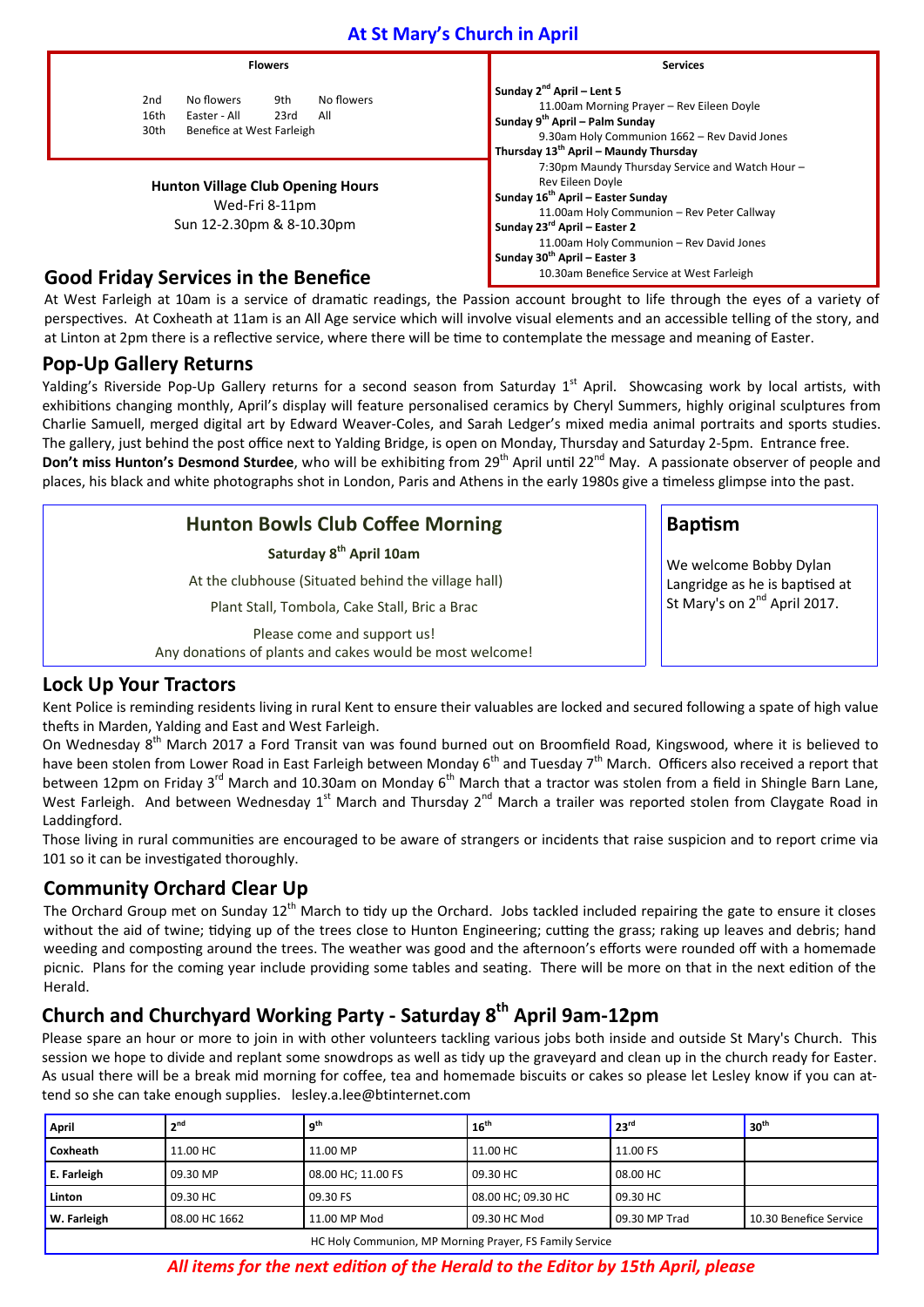## At St Mary's Church in April

**Flowers**

| | | | |
|---|---|---|---|
| 2nd | No flowers | 9th | No flowers |
| 16th | Easter - All | 23rd | All |
| 30th | Benefice at West Farleigh | | |

**Services**

**Sunday 2nd April – Lent 5**
11.00am Morning Prayer – Rev Eileen Doyle
**Sunday 9th April – Palm Sunday**
9.30am Holy Communion 1662 – Rev David Jones
**Thursday 13th April – Maundy Thursday**
7:30pm Maundy Thursday Service and Watch Hour – Rev Eileen Doyle
**Sunday 16th April – Easter Sunday**
11.00am Holy Communion – Rev Peter Callway
**Sunday 23rd April – Easter 2**
11.00am Holy Communion – Rev David Jones
**Sunday 30th April – Easter 3**
10.30am Benefice Service at West Farleigh

**Hunton Village Club Opening Hours**
Wed-Fri 8-11pm
Sun 12-2.30pm & 8-10.30pm

## Good Friday Services in the Benefice

At West Farleigh at 10am is a service of dramatic readings, the Passion account brought to life through the eyes of a variety of perspectives. At Coxheath at 11am is an All Age service which will involve visual elements and an accessible telling of the story, and at Linton at 2pm there is a reflective service, where there will be time to contemplate the message and meaning of Easter.

## Pop-Up Gallery Returns

Yalding's Riverside Pop-Up Gallery returns for a second season from Saturday 1st April. Showcasing work by local artists, with exhibitions changing monthly, April's display will feature personalised ceramics by Cheryl Summers, highly original sculptures from Charlie Samuell, merged digital art by Edward Weaver-Coles, and Sarah Ledger's mixed media animal portraits and sports studies. The gallery, just behind the post office next to Yalding Bridge, is open on Monday, Thursday and Saturday 2-5pm. Entrance free.
**Don't miss Hunton's Desmond Sturdee**, who will be exhibiting from 29th April until 22nd May. A passionate observer of people and places, his black and white photographs shot in London, Paris and Athens in the early 1980s give a timeless glimpse into the past.

## Hunton Bowls Club Coffee Morning

**Saturday 8th April 10am**

At the clubhouse (Situated behind the village hall)

Plant Stall, Tombola, Cake Stall, Bric a Brac

Please come and support us!
Any donations of plants and cakes would be most welcome!

## Baptism

We welcome Bobby Dylan Langridge as he is baptised at St Mary's on 2nd April 2017.

## Lock Up Your Tractors

Kent Police is reminding residents living in rural Kent to ensure their valuables are locked and secured following a spate of high value thefts in Marden, Yalding and East and West Farleigh.
On Wednesday 8th March 2017 a Ford Transit van was found burned out on Broomfield Road, Kingswood, where it is believed to have been stolen from Lower Road in East Farleigh between Monday 6th and Tuesday 7th March. Officers also received a report that between 12pm on Friday 3rd March and 10.30am on Monday 6th March that a tractor was stolen from a field in Shingle Barn Lane, West Farleigh. And between Wednesday 1st March and Thursday 2nd March a trailer was reported stolen from Claygate Road in Laddingford.
Those living in rural communities are encouraged to be aware of strangers or incidents that raise suspicion and to report crime via 101 so it can be investigated thoroughly.

## Community Orchard Clear Up

The Orchard Group met on Sunday 12th March to tidy up the Orchard. Jobs tackled included repairing the gate to ensure it closes without the aid of twine; tidying up of the trees close to Hunton Engineering; cutting the grass; raking up leaves and debris; hand weeding and composting around the trees. The weather was good and the afternoon's efforts were rounded off with a homemade picnic. Plans for the coming year include providing some tables and seating. There will be more on that in the next edition of the Herald.

## Church and Churchyard Working Party - Saturday 8th April 9am-12pm

Please spare an hour or more to join in with other volunteers tackling various jobs both inside and outside St Mary's Church. This session we hope to divide and replant some snowdrops as well as tidy up the graveyard and clean up in the church ready for Easter. As usual there will be a break mid morning for coffee, tea and homemade biscuits or cakes so please let Lesley know if you can attend so she can take enough supplies. lesley.a.lee@btinternet.com

| April | 2nd | 9th | 16th | 23rd | 30th |
|---|---|---|---|---|---|
| Coxheath | 11.00 HC | 11.00 MP | 11.00 HC | 11.00 FS | |
| E. Farleigh | 09.30 MP | 08.00 HC; 11.00 FS | 09.30 HC | 08.00 HC | |
| Linton | 09.30 HC | 09.30 FS | 08.00 HC; 09.30 HC | 09.30 HC | |
| W. Farleigh | 08.00 HC 1662 | 11.00 MP Mod | 09.30 HC Mod | 09.30 MP Trad | 10.30 Benefice Service |

HC Holy Communion, MP Morning Prayer, FS Family Service

***All items for the next edition of the Herald to the Editor by 15th April, please***